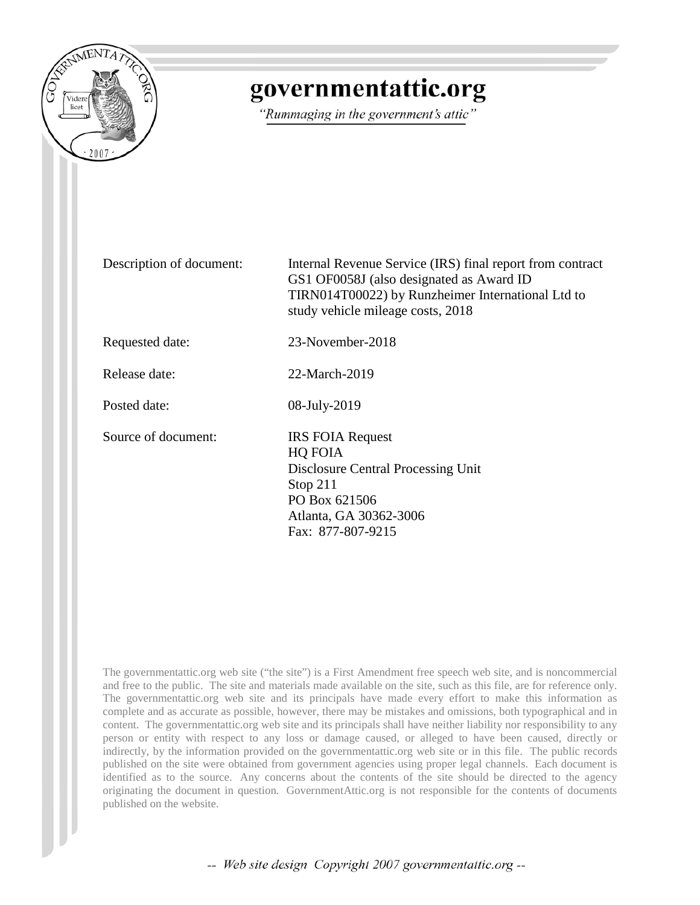# governmentattic.org

*"Rummaging in the government's attic"*

| | |
|---|---|
| Description of document: | Internal Revenue Service (IRS) final report from contract GS1 OF0058J (also designated as Award ID TIRN014T00022) by Runzheimer International Ltd to study vehicle mileage costs, 2018 |
| Requested date: | 23-November-2018 |
| Release date: | 22-March-2019 |
| Posted date: | 08-July-2019 |
| Source of document: | IRS FOIA Request<br>HQ FOIA<br>Disclosure Central Processing Unit<br>Stop 211<br>PO Box 621506<br>Atlanta, GA 30362-3006<br>Fax: 877-807-9215 |

The governmentattic.org web site ("the site") is a First Amendment free speech web site, and is noncommercial and free to the public. The site and materials made available on the site, such as this file, are for reference only. The governmentattic.org web site and its principals have made every effort to make this information as complete and as accurate as possible, however, there may be mistakes and omissions, both typographical and in content. The governmentattic.org web site and its principals shall have neither liability nor responsibility to any person or entity with respect to any loss or damage caused, or alleged to have been caused, directly or indirectly, by the information provided on the governmentattic.org web site or in this file. The public records published on the site were obtained from government agencies using proper legal channels. Each document is identified as to the source. Any concerns about the contents of the site should be directed to the agency originating the document in question. GovernmentAttic.org is not responsible for the contents of documents published on the website.

-- Web site design Copyright 2007 governmentattic.org --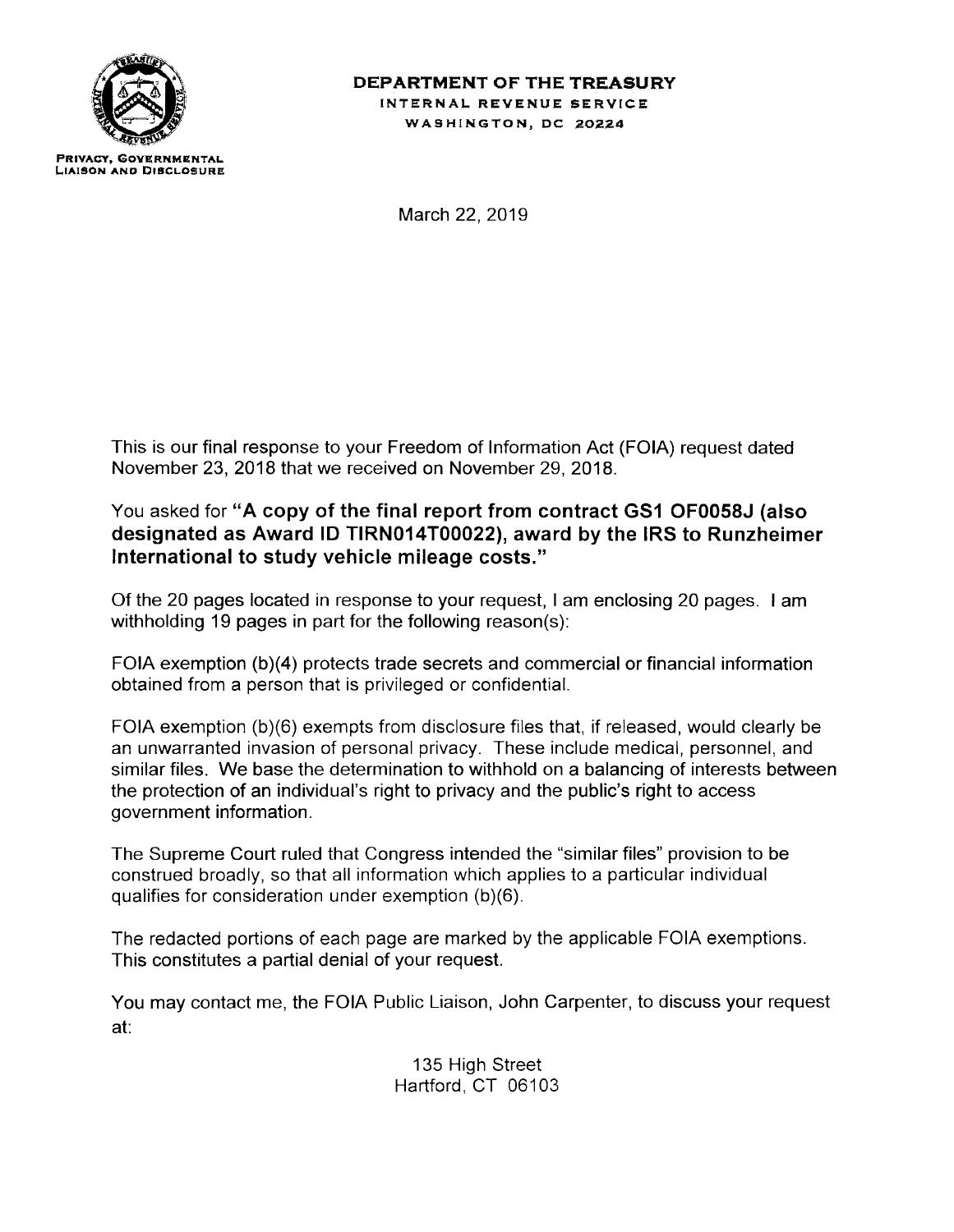**DEPARTMENT OF THE TREASURY**
INTERNAL REVENUE SERVICE
WASHINGTON, DC 20224

PRIVACY, GOVERNMENTAL LIAISON AND DISCLOSURE

March 22, 2019

This is our final response to your Freedom of Information Act (FOIA) request dated November 23, 2018 that we received on November 29, 2018.

You asked for **"A copy of the final report from contract GS1 OF0058J (also designated as Award ID TIRN014T00022), award by the IRS to Runzheimer International to study vehicle mileage costs."**

Of the 20 pages located in response to your request, I am enclosing 20 pages. I am withholding 19 pages in part for the following reason(s):

FOIA exemption (b)(4) protects trade secrets and commercial or financial information obtained from a person that is privileged or confidential.

FOIA exemption (b)(6) exempts from disclosure files that, if released, would clearly be an unwarranted invasion of personal privacy. These include medical, personnel, and similar files. We base the determination to withhold on a balancing of interests between the protection of an individual's right to privacy and the public's right to access government information.

The Supreme Court ruled that Congress intended the "similar files" provision to be construed broadly, so that all information which applies to a particular individual qualifies for consideration under exemption (b)(6).

The redacted portions of each page are marked by the applicable FOIA exemptions. This constitutes a partial denial of your request.

You may contact me, the FOIA Public Liaison, John Carpenter, to discuss your request at:

135 High Street
Hartford, CT 06103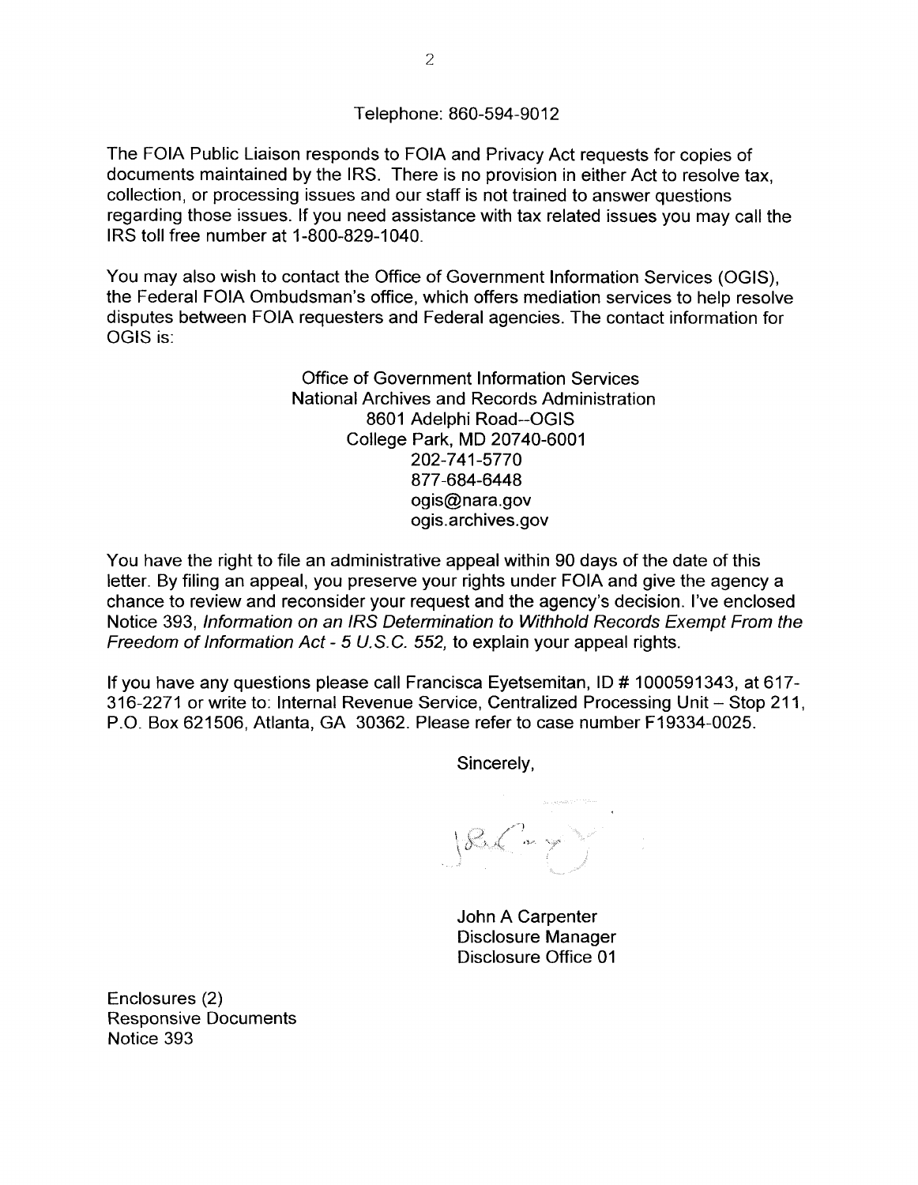Telephone: 860-594-9012

The FOIA Public Liaison responds to FOIA and Privacy Act requests for copies of documents maintained by the IRS. There is no provision in either Act to resolve tax, collection, or processing issues and our staff is not trained to answer questions regarding those issues. If you need assistance with tax related issues you may call the IRS toll free number at 1-800-829-1040.

You may also wish to contact the Office of Government Information Services (OGIS), the Federal FOIA Ombudsman's office, which offers mediation services to help resolve disputes between FOIA requesters and Federal agencies. The contact information for OGIS is:

Office of Government Information Services
National Archives and Records Administration
8601 Adelphi Road--OGIS
College Park, MD 20740-6001
202-741-5770
877-684-6448
ogis@nara.gov
ogis.archives.gov

You have the right to file an administrative appeal within 90 days of the date of this letter. By filing an appeal, you preserve your rights under FOIA and give the agency a chance to review and reconsider your request and the agency's decision. I've enclosed Notice 393, *Information on an IRS Determination to Withhold Records Exempt From the Freedom of Information Act - 5 U.S.C. 552,* to explain your appeal rights.

If you have any questions please call Francisca Eyetsemitan, ID # 1000591343, at 617-316-2271 or write to: Internal Revenue Service, Centralized Processing Unit – Stop 211, P.O. Box 621506, Atlanta, GA 30362. Please refer to case number F19334-0025.

Sincerely,

John A Carpenter
Disclosure Manager
Disclosure Office 01

Enclosures (2)
Responsive Documents
Notice 393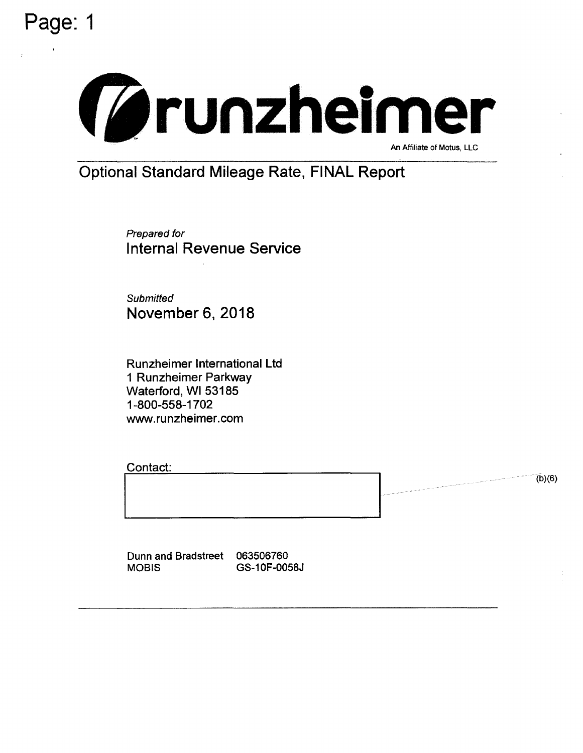runzheimer

An Affiliate of Motus, LLC

# Optional Standard Mileage Rate, FINAL Report

*Prepared for*
Internal Revenue Service

*Submitted*
November 6, 2018

Runzheimer International Ltd
1 Runzheimer Parkway
Waterford, WI 53185
1-800-558-1702
www.runzheimer.com

Contact:

(b)(6)

| | |
|---|---|
| Dunn and Bradstreet | 063506760 |
| MOBIS | GS-10F-0058J |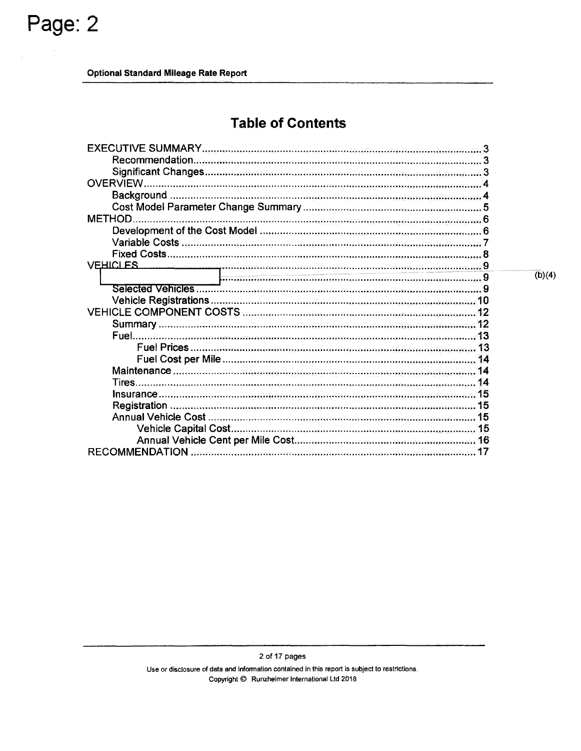## Table of Contents

| | |
|---|---|
| EXECUTIVE SUMMARY | 3 |
| Recommendation | 3 |
| Significant Changes | 3 |
| OVERVIEW | 4 |
| Background | 4 |
| Cost Model Parameter Change Summary | 5 |
| METHOD | 6 |
| Development of the Cost Model | 6 |
| Variable Costs | 7 |
| Fixed Costs | 8 |
| VEHICLES | 9 |
| [redacted] (b)(4) | 9 |
| Selected Vehicles | 9 |
| Vehicle Registrations | 10 |
| VEHICLE COMPONENT COSTS | 12 |
| Summary | 12 |
| Fuel | 13 |
| Fuel Prices | 13 |
| Fuel Cost per Mile | 14 |
| Maintenance | 14 |
| Tires | 14 |
| Insurance | 15 |
| Registration | 15 |
| Annual Vehicle Cost | 15 |
| Vehicle Capital Cost | 15 |
| Annual Vehicle Cent per Mile Cost | 16 |
| RECOMMENDATION | 17 |

Use or disclosure of data and information contained in this report is subject to restrictions.

Copyright © Runzheimer International Ltd 2018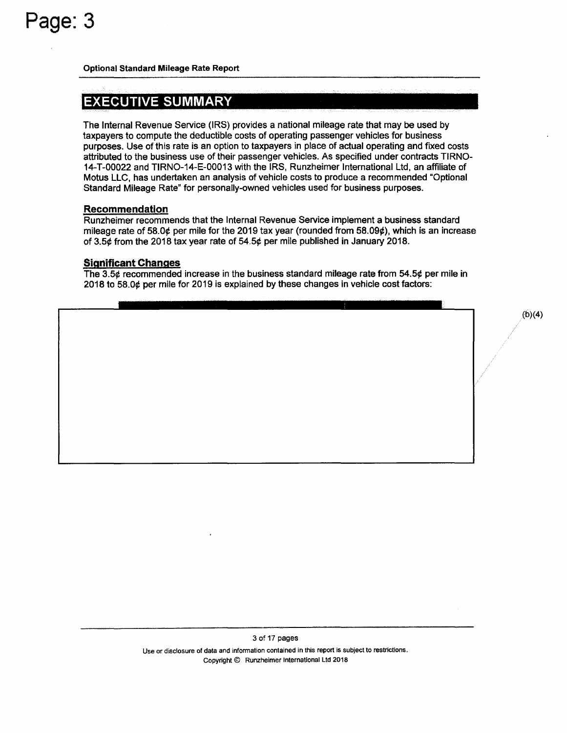**Optional Standard Mileage Rate Report**

## EXECUTIVE SUMMARY

The Internal Revenue Service (IRS) provides a national mileage rate that may be used by taxpayers to compute the deductible costs of operating passenger vehicles for business purposes. Use of this rate is an option to taxpayers in place of actual operating and fixed costs attributed to the business use of their passenger vehicles. As specified under contracts TIRNO-14-T-00022 and TIRNO-14-E-00013 with the IRS, Runzheimer International Ltd, an affiliate of Motus LLC, has undertaken an analysis of vehicle costs to produce a recommended "Optional Standard Mileage Rate" for personally-owned vehicles used for business purposes.

### Recommendation

Runzheimer recommends that the Internal Revenue Service implement a business standard mileage rate of 58.0¢ per mile for the 2019 tax year (rounded from 58.09¢), which is an increase of 3.5¢ from the 2018 tax year rate of 54.5¢ per mile published in January 2018.

### Significant Changes

The 3.5¢ recommended increase in the business standard mileage rate from 54.5¢ per mile in 2018 to 58.0¢ per mile for 2019 is explained by these changes in vehicle cost factors:

(b)(4)

Use or disclosure of data and information contained in this report is subject to restrictions.
Copyright © Runzheimer International Ltd 2018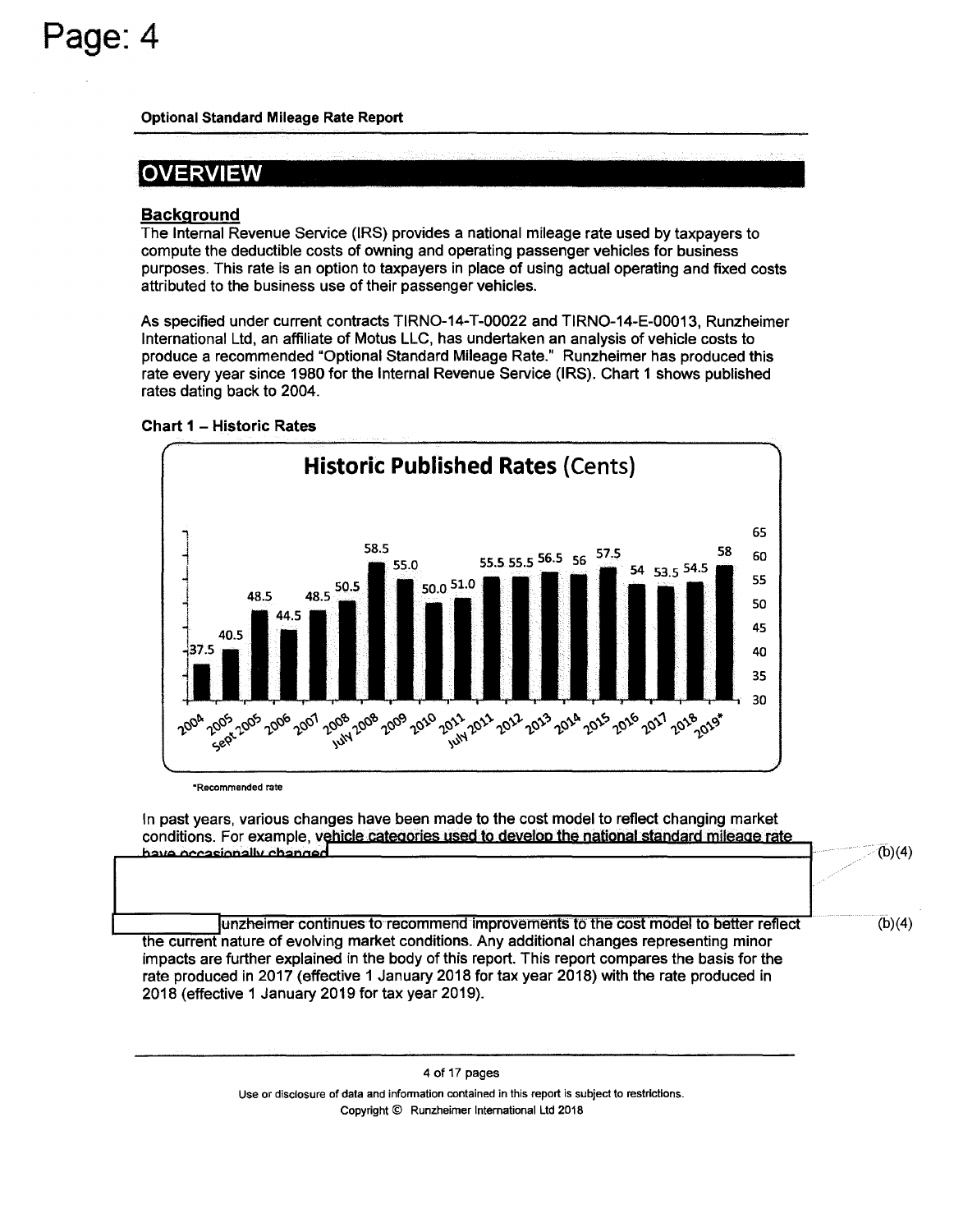Optional Standard Mileage Rate Report

## OVERVIEW

### Background

The Internal Revenue Service (IRS) provides a national mileage rate used by taxpayers to compute the deductible costs of owning and operating passenger vehicles for business purposes. This rate is an option to taxpayers in place of using actual operating and fixed costs attributed to the business use of their passenger vehicles.

As specified under current contracts TIRNO-14-T-00022 and TIRNO-14-E-00013, Runzheimer International Ltd, an affiliate of Motus LLC, has undertaken an analysis of vehicle costs to produce a recommended "Optional Standard Mileage Rate." Runzheimer has produced this rate every year since 1980 for the Internal Revenue Service (IRS). Chart 1 shows published rates dating back to 2004.

**Chart 1 – Historic Rates**

**Historic Published Rates (Cents)**

| Period | Rate (Cents) |
|---|---|
| 2004 | 37.5 |
| 2005 | 40.5 |
| Sept 2005 | 48.5 |
| 2006 | 44.5 |
| 2007 | 48.5 |
| 2008 | 50.5 |
| July 2008 | 58.5 |
| 2009 | 55.0 |
| 2010 | 50.0 |
| 2011 | 51.0 |
| July 2011 | 55.5 |
| 2012 | 55.5 |
| 2013 | 56.5 |
| 2014 | 56 |
| 2015 | 57.5 |
| 2016 | 54 |
| 2017 | 53.5 |
| 2018 | 54.5 |
| 2019* | 58 |

*Recommended rate

In past years, various changes have been made to the cost model to reflect changing market conditions. For example, vehicle categories used to develop the national standard mileage rate have occasionally changed (b)(4)

(b)(4) unzheimer continues to recommend improvements to the cost model to better reflect the current nature of evolving market conditions. Any additional changes representing minor impacts are further explained in the body of this report. This report compares the basis for the rate produced in 2017 (effective 1 January 2018 for tax year 2018) with the rate produced in 2018 (effective 1 January 2019 for tax year 2019).

Use or disclosure of data and information contained in this report is subject to restrictions.
Copyright © Runzheimer International Ltd 2018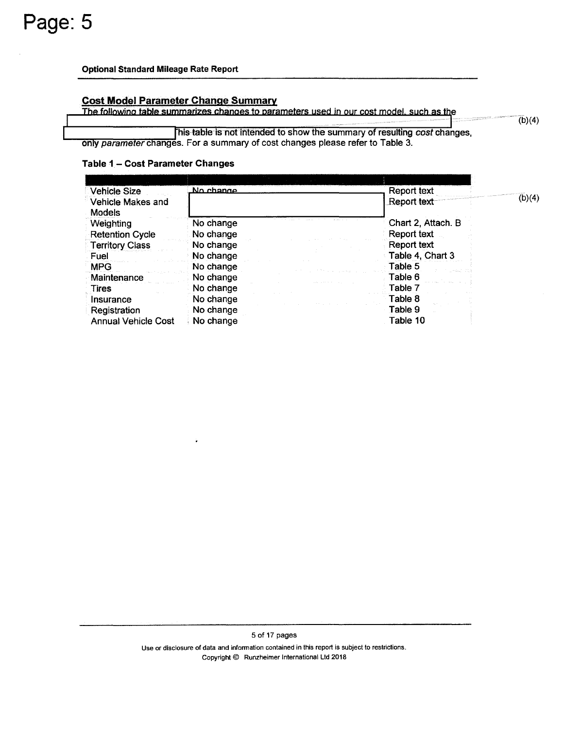## Cost Model Parameter Change Summary

The following table summarizes changes to parameters used in our cost model, such as the [redacted] (b)(4)

[redacted] This table is not intended to show the summary of resulting *cost* changes, only *parameter* changes. For a summary of cost changes please refer to Table 3.

**Table 1 – Cost Parameter Changes**

| | | |
|---|---|---|
| Vehicle Size | No change | Report text |
| Vehicle Makes and Models | [redacted] (b)(4) | Report text |
| Weighting | No change | Chart 2, Attach. B |
| Retention Cycle | No change | Report text |
| Territory Class | No change | Report text |
| Fuel | No change | Table 4, Chart 3 |
| MPG | No change | Table 5 |
| Maintenance | No change | Table 6 |
| Tires | No change | Table 7 |
| Insurance | No change | Table 8 |
| Registration | No change | Table 9 |
| Annual Vehicle Cost | No change | Table 10 |

Use or disclosure of data and information contained in this report is subject to restrictions.
Copyright © Runzheimer International Ltd 2018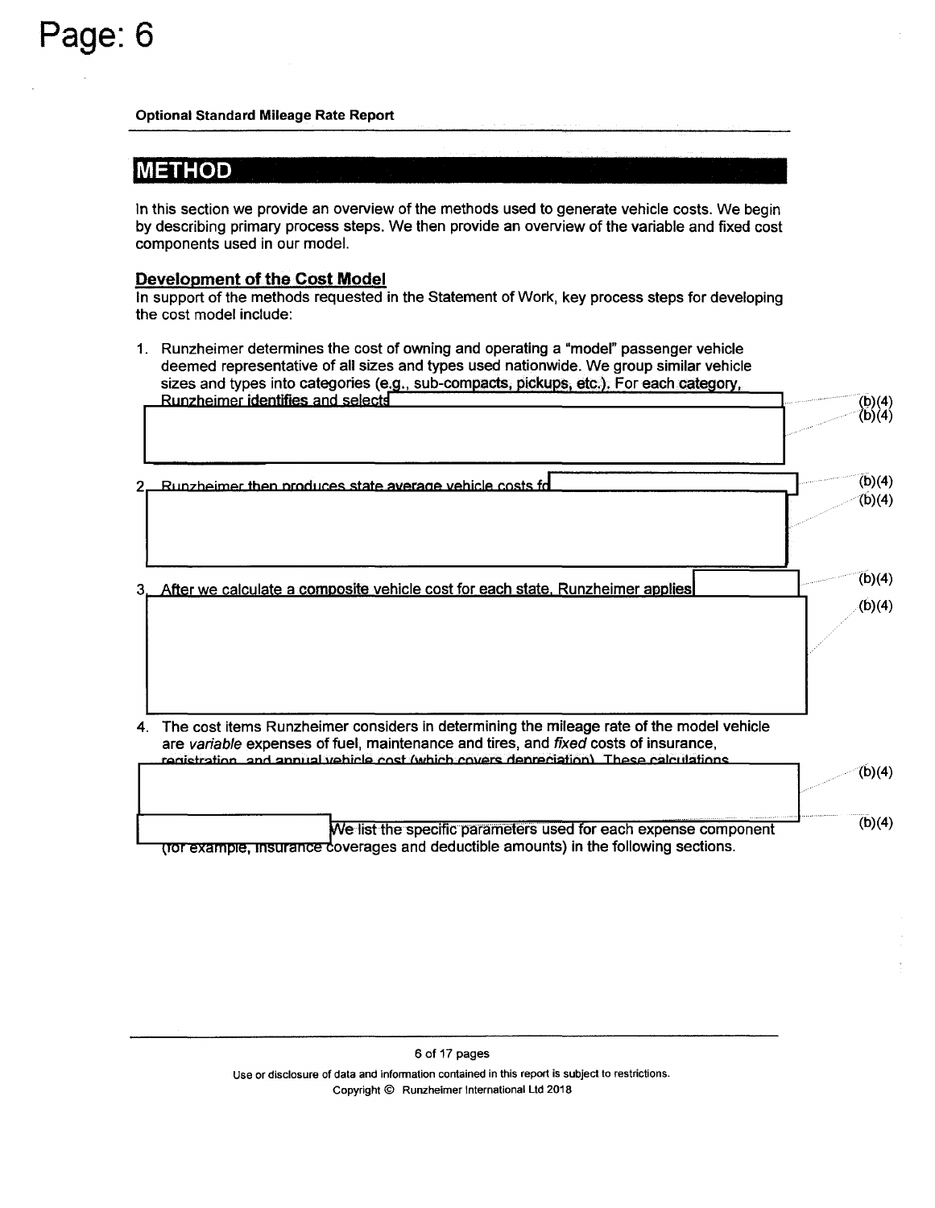## METHOD

In this section we provide an overview of the methods used to generate vehicle costs. We begin by describing primary process steps. We then provide an overview of the variable and fixed cost components used in our model.

### Development of the Cost Model

In support of the methods requested in the Statement of Work, key process steps for developing the cost model include:

1. Runzheimer determines the cost of owning and operating a "model" passenger vehicle deemed representative of all sizes and types used nationwide. We group similar vehicle sizes and types into categories (e.g., sub-compacts, pickups, etc.). For each category, Runzheimer identifies and selects (b)(4) (b)(4)

2. Runzheimer then produces state average vehicle costs fo (b)(4) (b)(4)

3. After we calculate a composite vehicle cost for each state, Runzheimer applies (b)(4) (b)(4)

4. The cost items Runzheimer considers in determining the mileage rate of the model vehicle are *variable* expenses of fuel, maintenance and tires, and *fixed* costs of insurance, registration, and annual vehicle cost (which covers depreciation). These calculations (b)(4) (b)(4) We list the specific parameters used for each expense component (for example, insurance coverages and deductible amounts) in the following sections.

Use or disclosure of data and information contained in this report is subject to restrictions.
Copyright © Runzheimer International Ltd 2018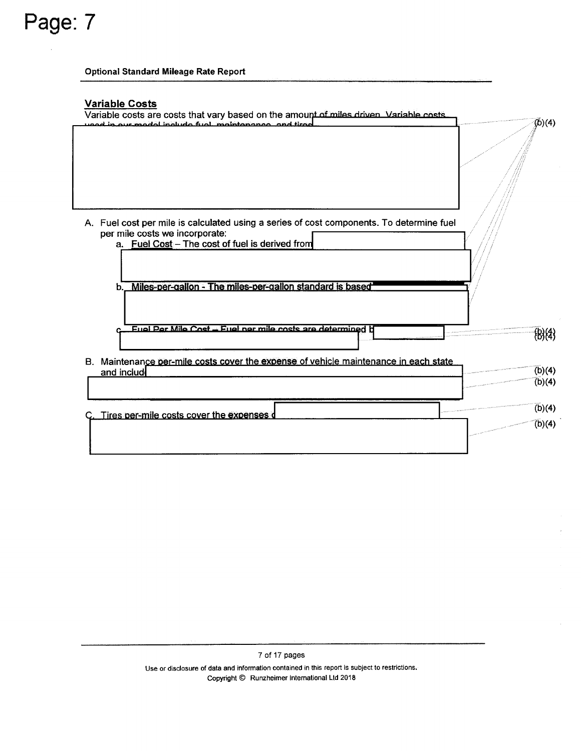**Optional Standard Mileage Rate Report**

**Variable Costs**

Variable costs are costs that vary based on the amount of miles driven. Variable costs used in our model include fuel, maintenance, and tires

(b)(4)

A. Fuel cost per mile is calculated using a series of cost components. To determine fuel per mile costs we incorporate:
   a. Fuel Cost – The cost of fuel is derived from
   b. Miles-per-gallon - The miles-per-gallon standard is based
   c. Fuel Per Mile Cost – Fuel per mile costs are determined b

(b)(4)

B. Maintenance per-mile costs cover the expense of vehicle maintenance in each state and includ

(b)(4)

C. Tires per-mile costs cover the expenses o

(b)(4)

Use or disclosure of data and information contained in this report is subject to restrictions.
Copyright © Runzheimer International Ltd 2018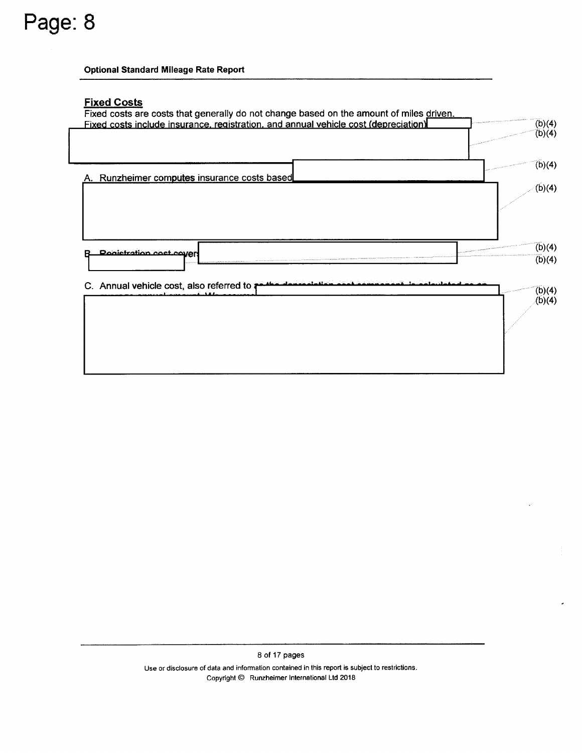**Optional Standard Mileage Rate Report**

## Fixed Costs

Fixed costs are costs that generally do not change based on the amount of miles driven. Fixed costs include insurance, registration, and annual vehicle cost (depreciation)

(b)(4)

(b)(4)

A. Runzheimer computes insurance costs based

(b)(4)

(b)(4)

B. Registration cost covers

(b)(4)

(b)(4)

C. Annual vehicle cost, also referred to

(b)(4)

(b)(4)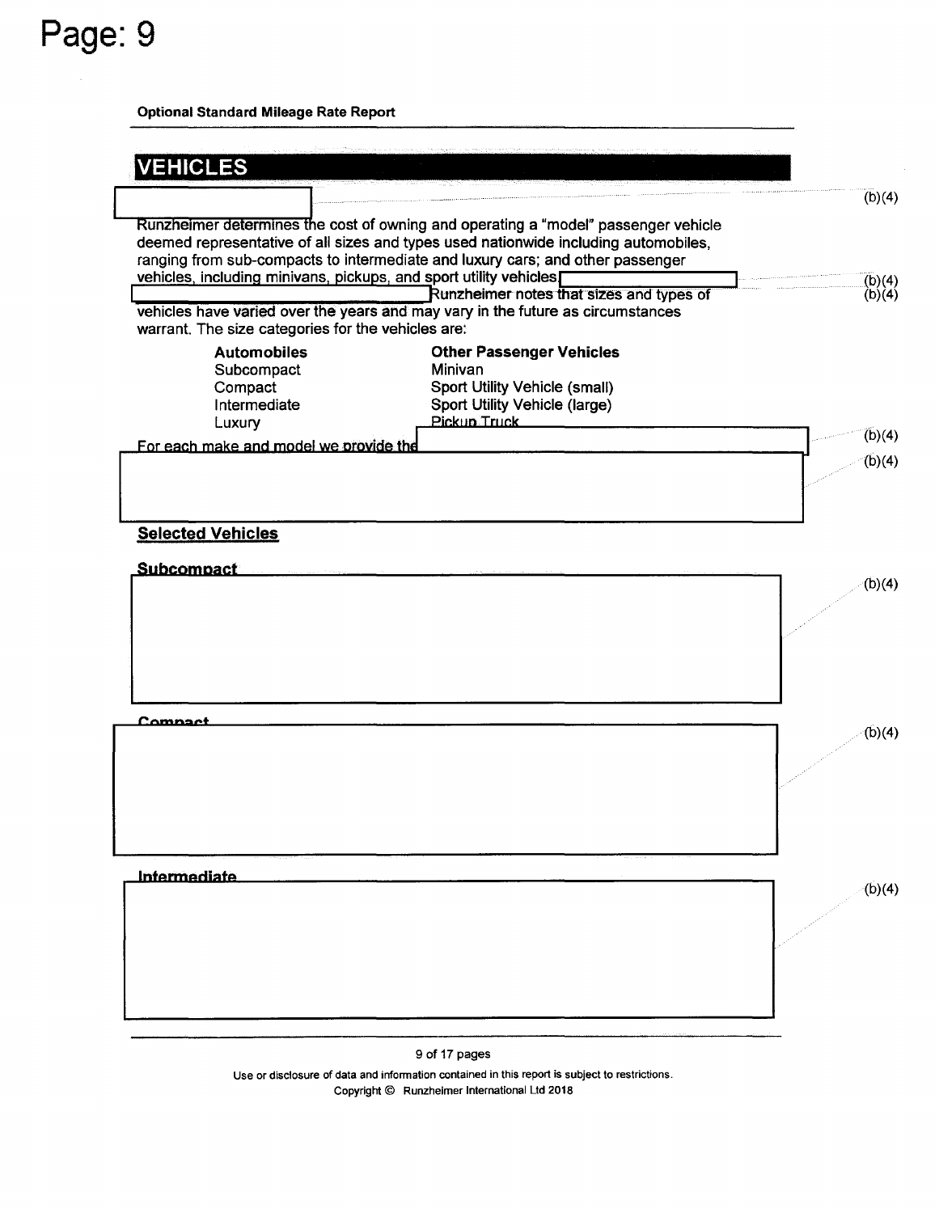## VEHICLES

(b)(4)

Runzheimer determines the cost of owning and operating a "model" passenger vehicle deemed representative of all sizes and types used nationwide including automobiles, ranging from sub-compacts to intermediate and luxury cars; and other passenger vehicles, including minivans, pickups, and sport utility vehicles (b)(4) (b)(4) Runzheimer notes that sizes and types of vehicles have varied over the years and may vary in the future as circumstances warrant. The size categories for the vehicles are:

| Automobiles | Other Passenger Vehicles |
|---|---|
| Subcompact | Minivan |
| Compact | Sport Utility Vehicle (small) |
| Intermediate | Sport Utility Vehicle (large) |
| Luxury | Pickup Truck |

For each make and model we provide the (b)(4)

(b)(4)

### Selected Vehicles

#### Subcompact

(b)(4)

#### Compact

(b)(4)

#### Intermediate

(b)(4)

Use or disclosure of data and information contained in this report is subject to restrictions.
Copyright © Runzheimer International Ltd 2018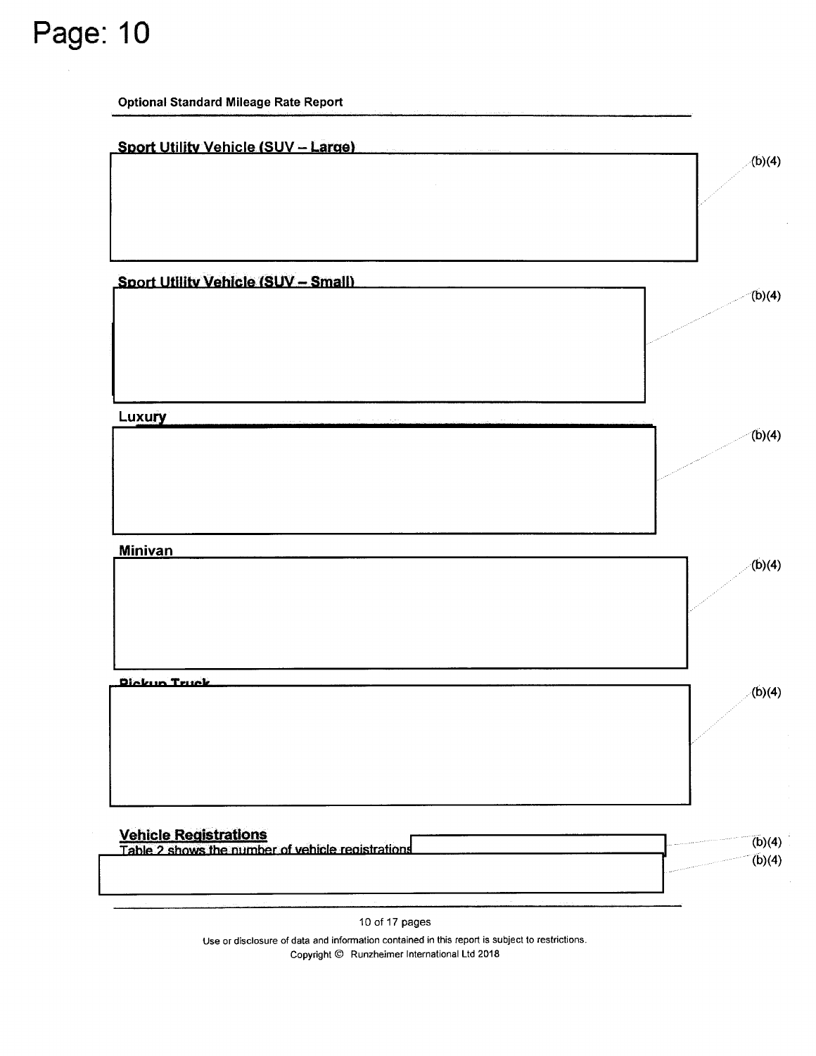Optional Standard Mileage Rate Report

**Sport Utility Vehicle (SUV – Large)**

(b)(4)

**Sport Utility Vehicle (SUV – Small)**

(b)(4)

**Luxury**

(b)(4)

**Minivan**

(b)(4)

**Pickup Truck**

(b)(4)

**Vehicle Registrations**

Table 2 shows the number of vehicle registrations (b)(4)

(b)(4)

Use or disclosure of data and information contained in this report is subject to restrictions.

Copyright © Runzheimer International Ltd 2018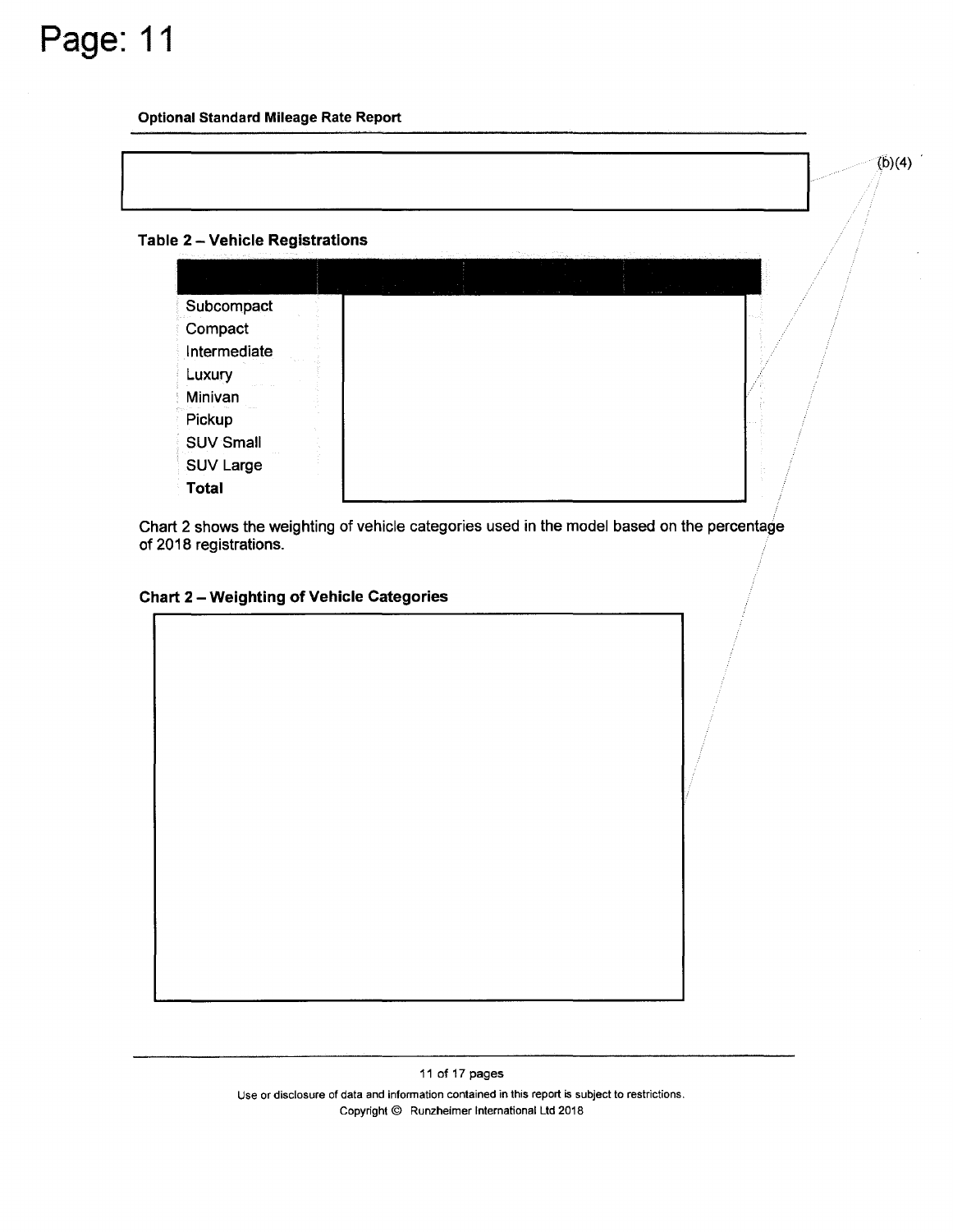**Optional Standard Mileage Rate Report**

(b)(4)

### Table 2 – Vehicle Registrations

| | | | |
|---|---|---|---|
| Subcompact | | | |
| Compact | | | |
| Intermediate | | | |
| Luxury | | | |
| Minivan | | | |
| Pickup | | | |
| SUV Small | | | |
| SUV Large | | | |
| **Total** | | | |

Chart 2 shows the weighting of vehicle categories used in the model based on the percentage of 2018 registrations.

### Chart 2 – Weighting of Vehicle Categories

Use or disclosure of data and information contained in this report is subject to restrictions.
Copyright © Runzheimer International Ltd 2018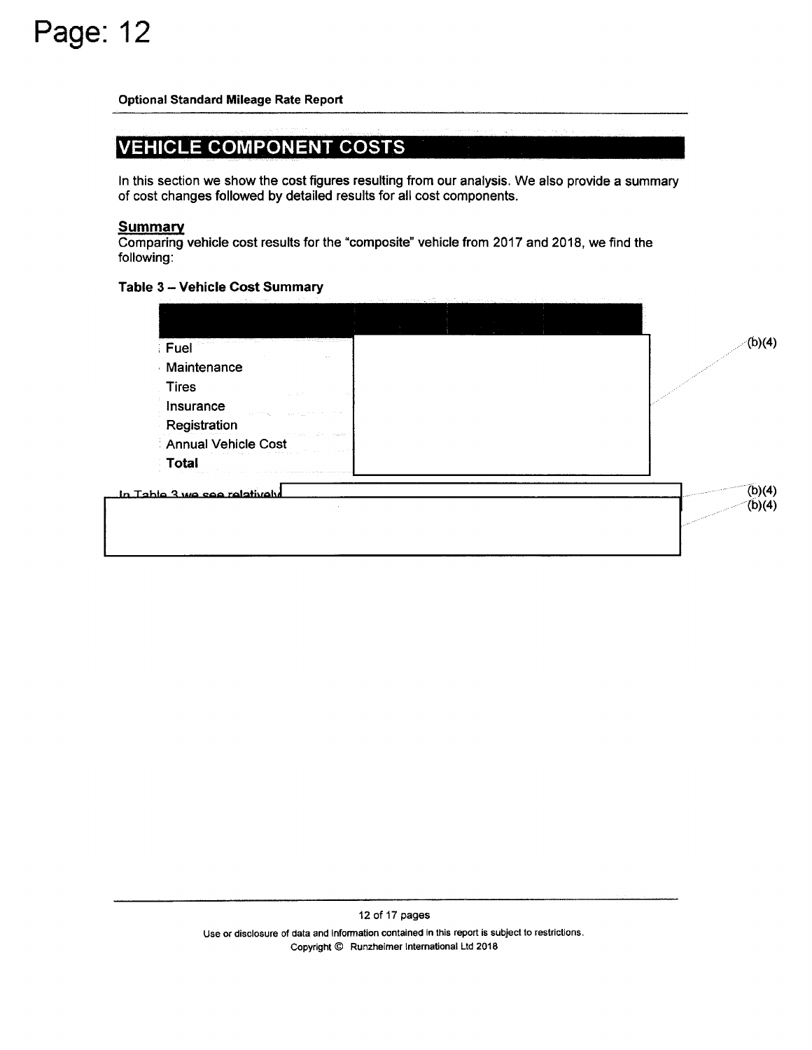## VEHICLE COMPONENT COSTS

In this section we show the cost figures resulting from our analysis. We also provide a summary of cost changes followed by detailed results for all cost components.

### Summary

Comparing vehicle cost results for the "composite" vehicle from 2017 and 2018, we find the following:

**Table 3 – Vehicle Cost Summary**

| | | | |
|---|---|---|---|
| Fuel | (b)(4) | | |
| Maintenance | | | |
| Tires | | | |
| Insurance | | | |
| Registration | | | |
| Annual Vehicle Cost | | | |
| **Total** | | | |

In Table 3 we see relatively (b)(4)

(b)(4)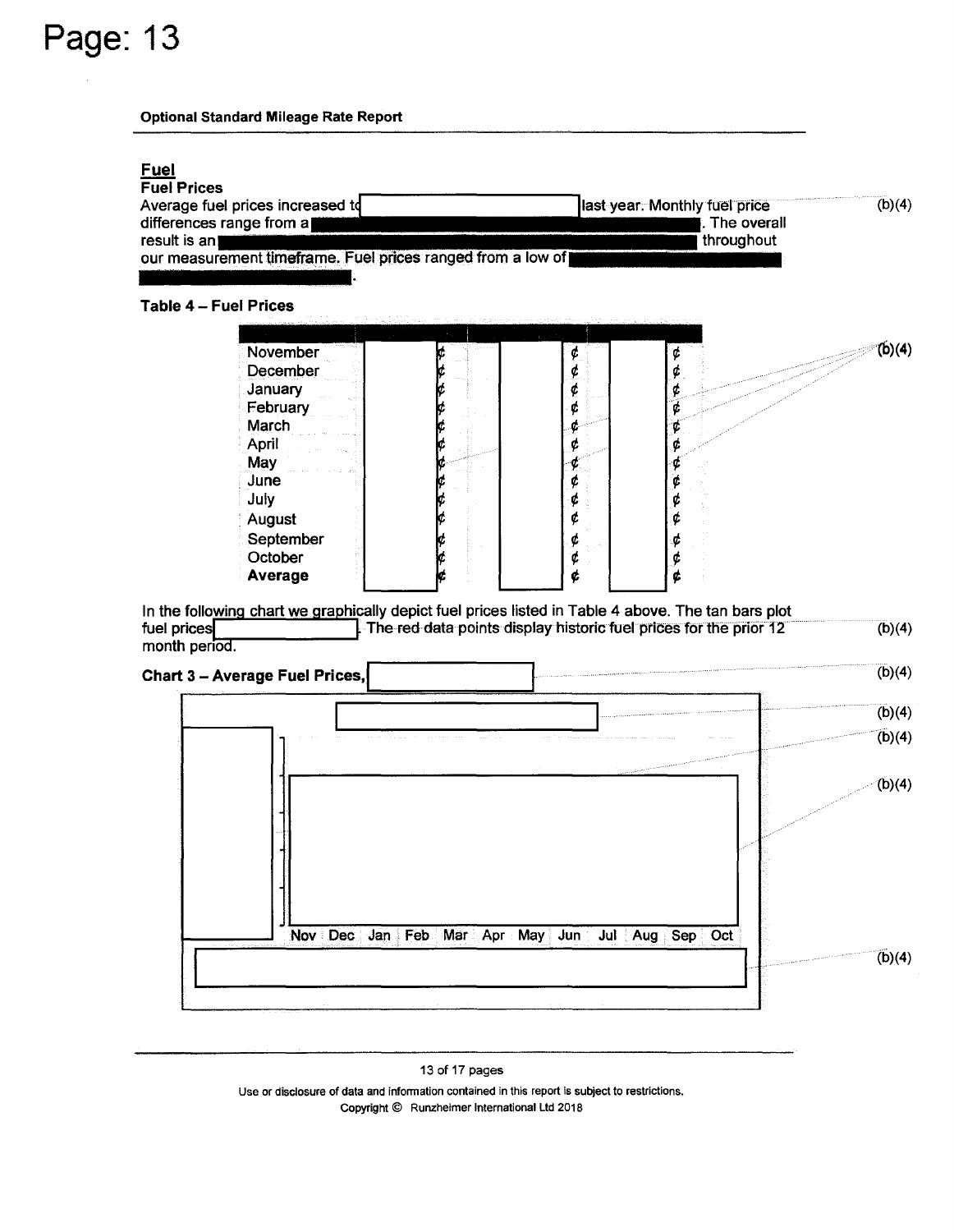**Optional Standard Mileage Rate Report**

## Fuel

### Fuel Prices

Average fuel prices increased to [REDACTED] last year. Monthly fuel price differences range from a [REDACTED]. The overall result is an [REDACTED] throughout our measurement timeframe. Fuel prices ranged from a low of [REDACTED]. (b)(4)

**Table 4 – Fuel Prices**

| [REDACTED] | [REDACTED] | [REDACTED] | [REDACTED] |
|---|---|---|---|
| November | ¢ | ¢ | ¢ |
| December | ¢ | ¢ | ¢ |
| January | ¢ | ¢ | ¢ |
| February | ¢ | ¢ | ¢ |
| March | ¢ | ¢ | ¢ |
| April | ¢ | ¢ | ¢ |
| May | ¢ | ¢ | ¢ |
| June | ¢ | ¢ | ¢ |
| July | ¢ | ¢ | ¢ |
| August | ¢ | ¢ | ¢ |
| September | ¢ | ¢ | ¢ |
| October | ¢ | ¢ | ¢ |
| **Average** | ¢ | ¢ | ¢ |

(b)(4)

In the following chart we graphically depict fuel prices listed in Table 4 above. The tan bars plot fuel prices [REDACTED]. The red data points display historic fuel prices for the prior 12 month period. (b)(4)

**Chart 3 – Average Fuel Prices,** [REDACTED] (b)(4)

[REDACTED] (b)(4)

Nov Dec Jan Feb Mar Apr May Jun Jul Aug Sep Oct

[REDACTED] (b)(4)

Use or disclosure of data and information contained in this report is subject to restrictions.
Copyright © Runzheimer International Ltd 2018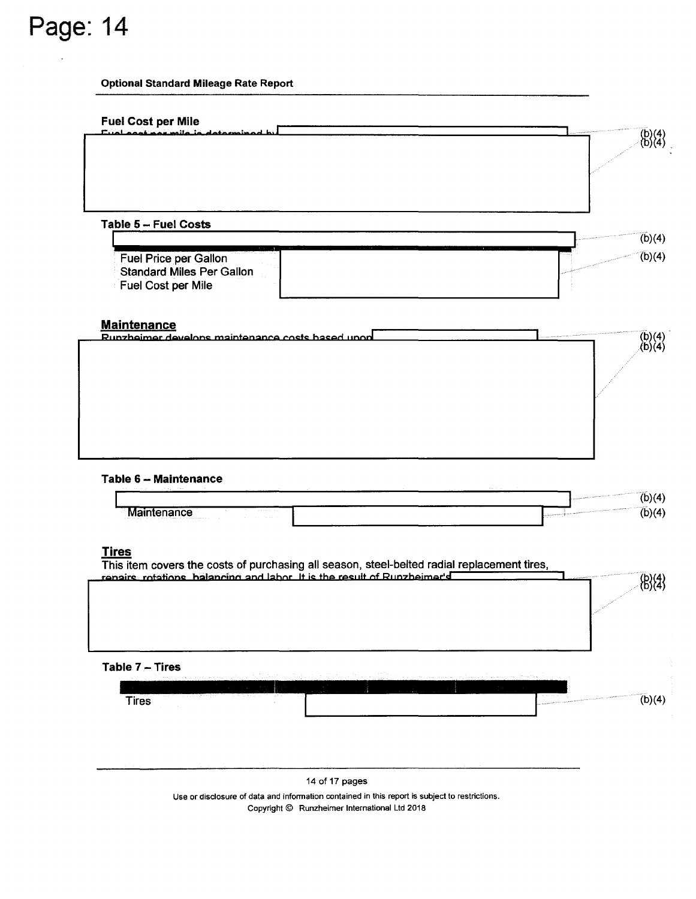**Optional Standard Mileage Rate Report**

**Fuel Cost per Mile**

Fuel cost per mile is determined by (b)(4)

(b)(4)

**Table 5 – Fuel Costs**

(b)(4)

| | |
|---|---|
| Fuel Price per Gallon | (b)(4) |
| Standard Miles Per Gallon | |
| Fuel Cost per Mile | |

**Maintenance**

Runzheimer develops maintenance costs based upon (b)(4)

(b)(4)

**Table 6 – Maintenance**

(b)(4)

| | |
|---|---|
| Maintenance | (b)(4) |

**Tires**

This item covers the costs of purchasing all season, steel-belted radial replacement tires, repairs, rotations, balancing and labor. It is the result of Runzheimer's (b)(4)

(b)(4)

**Table 7 – Tires**

| | |
|---|---|
| Tires | (b)(4) |

Use or disclosure of data and information contained in this report is subject to restrictions.
Copyright © Runzheimer International Ltd 2018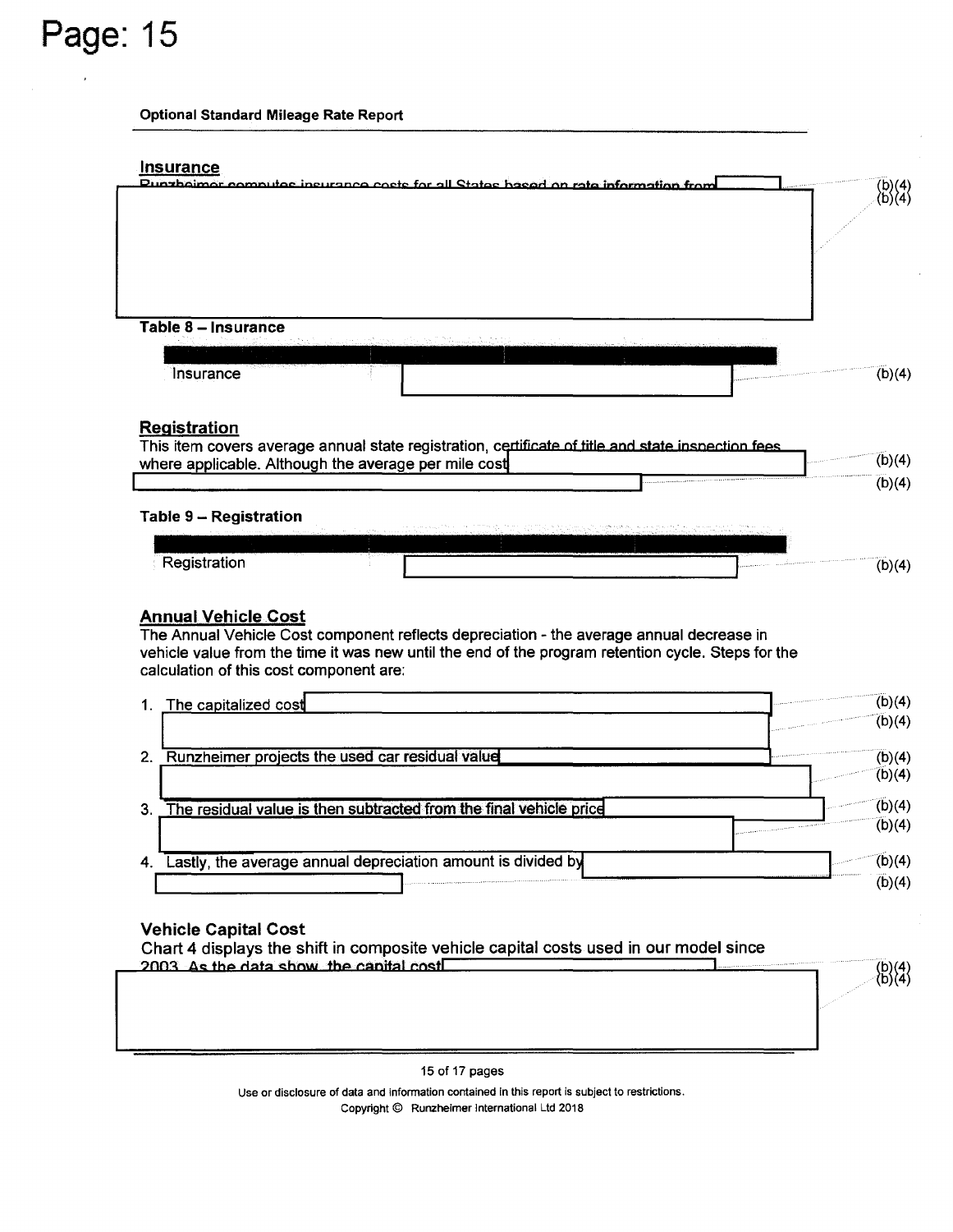## Insurance

Runzheimer computes insurance costs for all States based on rate information from (b)(4)

(b)(4)

**Table 8 – Insurance**

| | | | |
|---|---|---|---|
| Insurance | (b)(4) | | |

## Registration

This item covers average annual state registration, certificate of title and state inspection fees where applicable. Although the average per mile cost (b)(4)

(b)(4)

**Table 9 – Registration**

| | | | | |
|---|---|---|---|---|
| Registration | (b)(4) | | | |

## Annual Vehicle Cost

The Annual Vehicle Cost component reflects depreciation - the average annual decrease in vehicle value from the time it was new until the end of the program retention cycle. Steps for the calculation of this cost component are:

1. The capitalized cost (b)(4)
   (b)(4)
2. Runzheimer projects the used car residual value (b)(4)
   (b)(4)
3. The residual value is then subtracted from the final vehicle price (b)(4)
   (b)(4)
4. Lastly, the average annual depreciation amount is divided by (b)(4)
   (b)(4)

### Vehicle Capital Cost

Chart 4 displays the shift in composite vehicle capital costs used in our model since 2003. As the data show, the capital cost (b)(4)

(b)(4)

Use or disclosure of data and information contained in this report is subject to restrictions.
Copyright © Runzheimer International Ltd 2018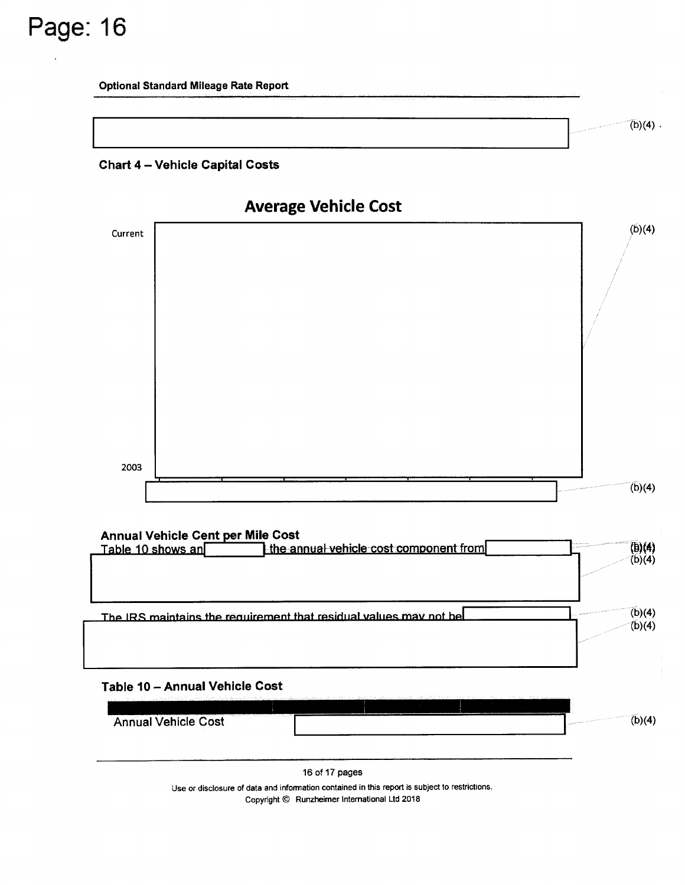Optional Standard Mileage Rate Report

(b)(4)

**Chart 4 – Vehicle Capital Costs**

**Average Vehicle Cost**

Current

(b)(4)

2003

(b)(4)

**Annual Vehicle Cent per Mile Cost**

Table 10 shows an [(b)(4)] the annual vehicle cost component from [(b)(4)]

(b)(4)

The IRS maintains the requirement that residual values may not be [(b)(4)]

(b)(4)

**Table 10 – Annual Vehicle Cost**

| | |
|---|---|
| Annual Vehicle Cost | (b)(4) |

Use or disclosure of data and information contained in this report is subject to restrictions.
Copyright © Runzheimer International Ltd 2018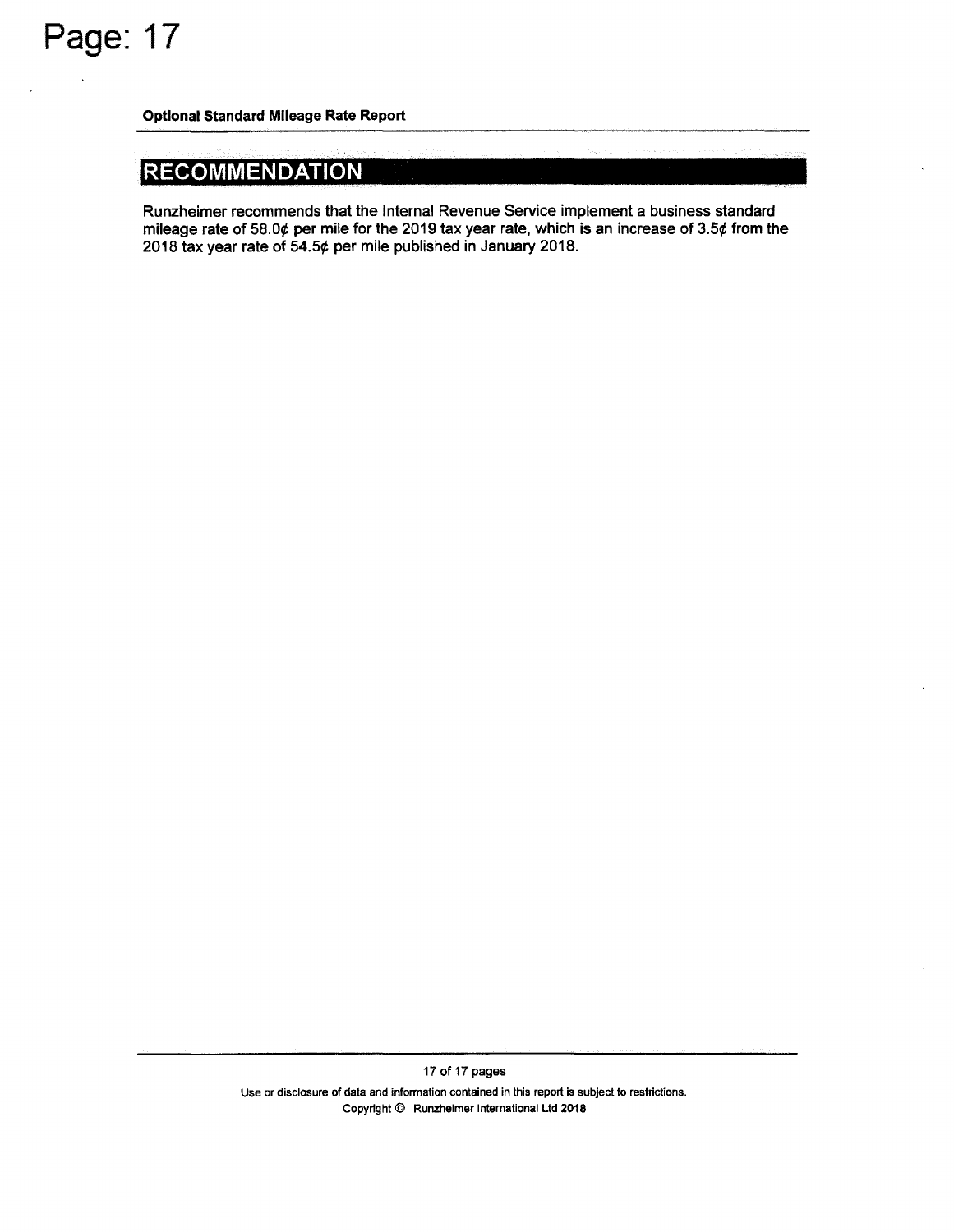## RECOMMENDATION

Runzheimer recommends that the Internal Revenue Service implement a business standard mileage rate of 58.0¢ per mile for the 2019 tax year rate, which is an increase of 3.5¢ from the 2018 tax year rate of 54.5¢ per mile published in January 2018.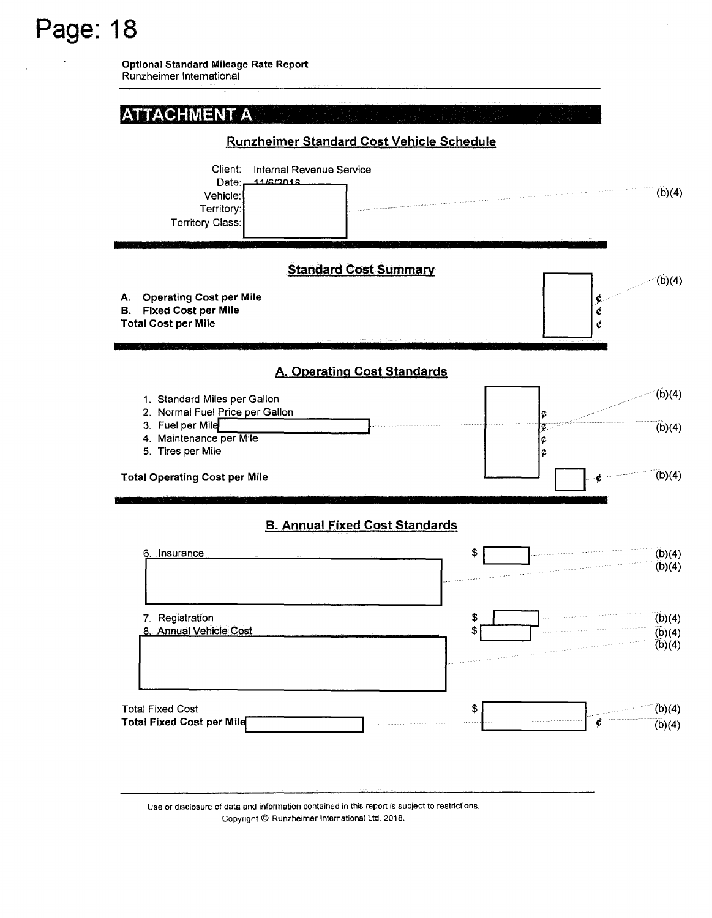Page: 18

**Optional Standard Mileage Rate Report**
Runzheimer International

## ATTACHMENT A

### Runzheimer Standard Cost Vehicle Schedule

Client: Internal Revenue Service
Date: 11/6/2018
Vehicle:
Territory:
Territory Class:

(b)(4)

### Standard Cost Summary

**A. Operating Cost per Mile** ¢
**B. Fixed Cost per Mile** ¢
**Total Cost per Mile** ¢

(b)(4)

### A. Operating Cost Standards

1. Standard Miles per Gallon
2. Normal Fuel Price per Gallon ¢
3. Fuel per Mile ¢
4. Maintenance per Mile ¢
5. Tires per Mile ¢

(b)(4)

(b)(4)

**Total Operating Cost per Mile** ¢

(b)(4)

### B. Annual Fixed Cost Standards

6. Insurance $

(b)(4)
(b)(4)

7. Registration $

(b)(4)

8. Annual Vehicle Cost $

(b)(4)
(b)(4)

Total Fixed Cost $

(b)(4)

**Total Fixed Cost per Mile** ¢

(b)(4)

Use or disclosure of data and information contained in this report is subject to restrictions.
Copyright © Runzheimer International Ltd. 2018.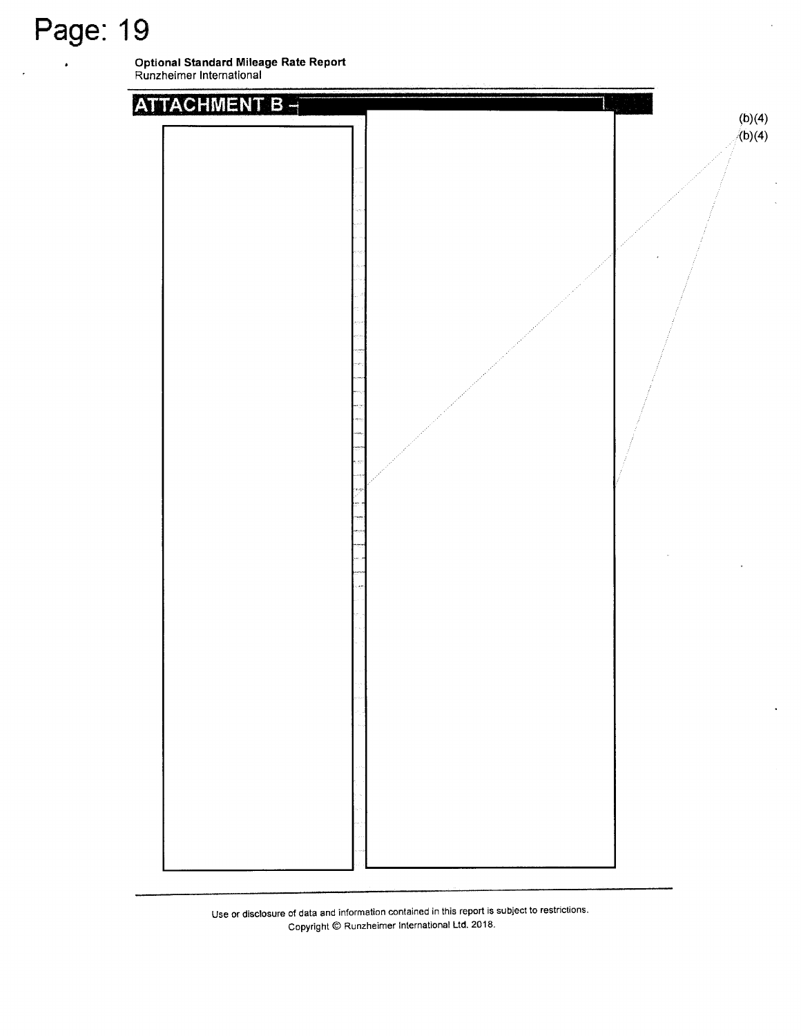Page: 19

**Optional Standard Mileage Rate Report**
Runzheimer International

## ATTACHMENT B -

(b)(4)
(b)(4)

Use or disclosure of data and information contained in this report is subject to restrictions.
Copyright © Runzheimer International Ltd. 2018.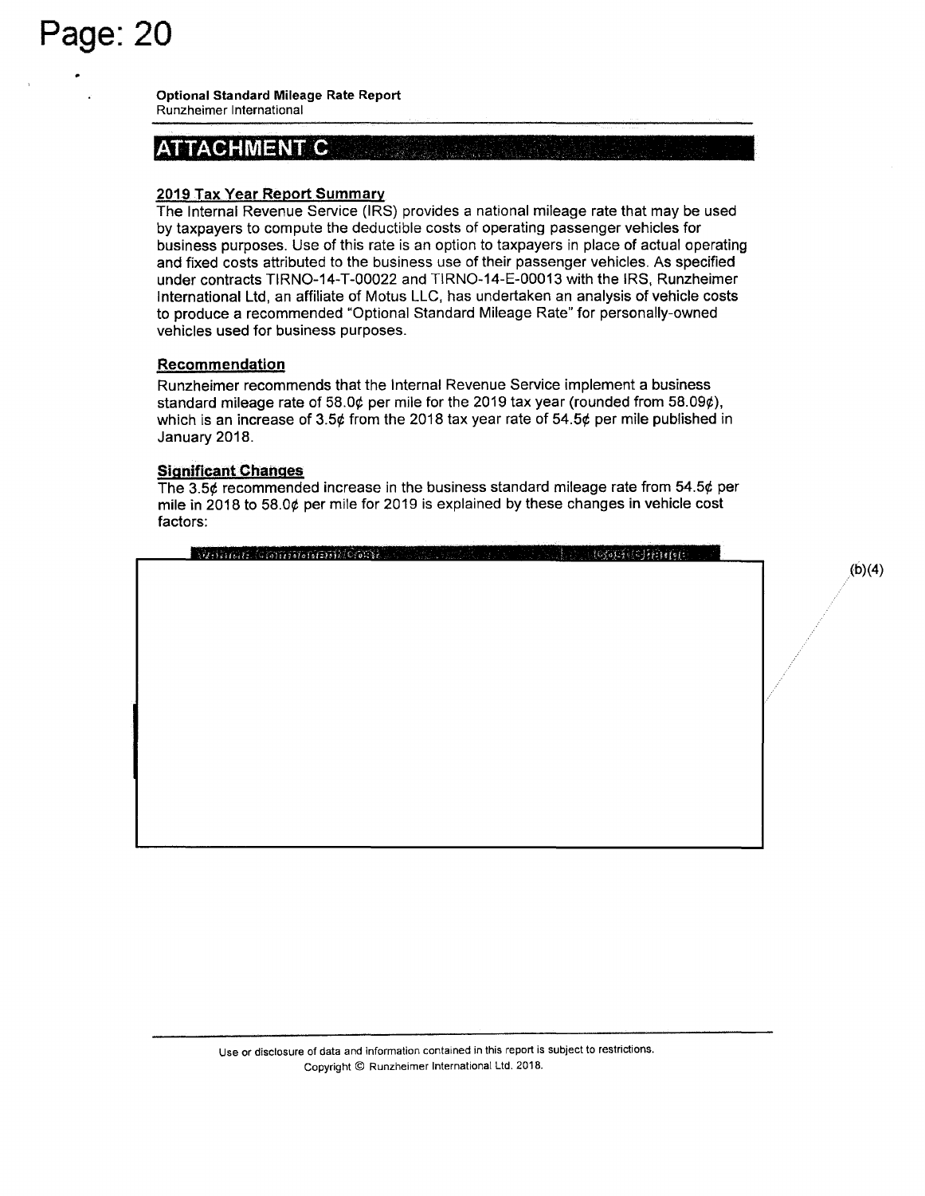Page: 20

**Optional Standard Mileage Rate Report**
Runzheimer International

## ATTACHMENT C

### 2019 Tax Year Report Summary

The Internal Revenue Service (IRS) provides a national mileage rate that may be used by taxpayers to compute the deductible costs of operating passenger vehicles for business purposes. Use of this rate is an option to taxpayers in place of actual operating and fixed costs attributed to the business use of their passenger vehicles. As specified under contracts TIRNO-14-T-00022 and TIRNO-14-E-00013 with the IRS, Runzheimer International Ltd, an affiliate of Motus LLC, has undertaken an analysis of vehicle costs to produce a recommended "Optional Standard Mileage Rate" for personally-owned vehicles used for business purposes.

### Recommendation

Runzheimer recommends that the Internal Revenue Service implement a business standard mileage rate of 58.0¢ per mile for the 2019 tax year (rounded from 58.09¢), which is an increase of 3.5¢ from the 2018 tax year rate of 54.5¢ per mile published in January 2018.

### Significant Changes

The 3.5¢ recommended increase in the business standard mileage rate from 54.5¢ per mile in 2018 to 58.0¢ per mile for 2019 is explained by these changes in vehicle cost factors:

| Vehicle Component Cost | Cost Change |
|---|---|
| | |

(b)(4)

Use or disclosure of data and information contained in this report is subject to restrictions.
Copyright © Runzheimer International Ltd. 2018.